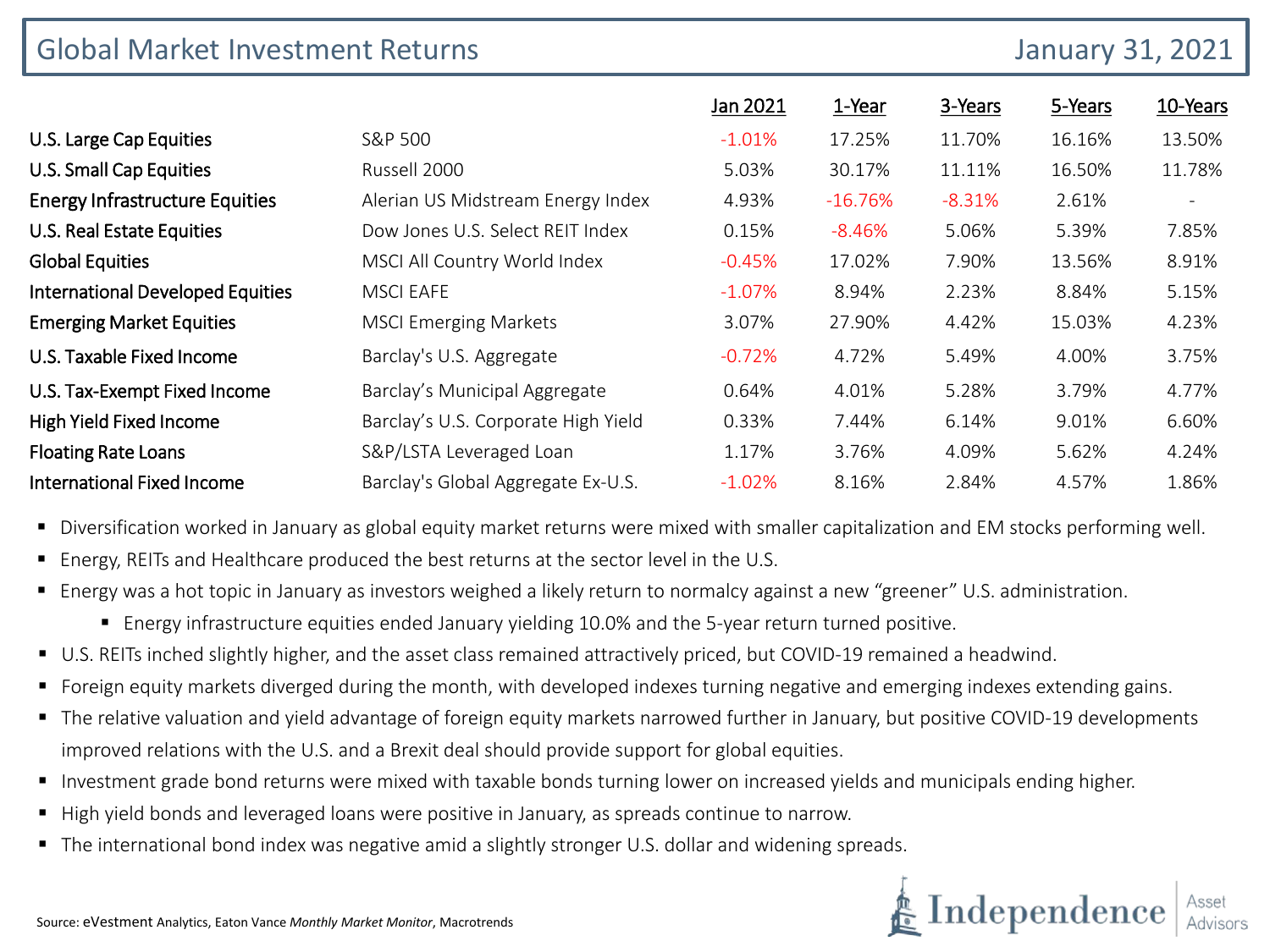# Global Market Investment Returns

January 31, 2021

| | | Jan 2021 | 1-Year | 3-Years | 5-Years | 10-Years |
|---|---|---|---|---|---|---|
| U.S. Large Cap Equities | S&P 500 | -1.01% | 17.25% | 11.70% | 16.16% | 13.50% |
| U.S. Small Cap Equities | Russell 2000 | 5.03% | 30.17% | 11.11% | 16.50% | 11.78% |
| Energy Infrastructure Equities | Alerian US Midstream Energy Index | 4.93% | -16.76% | -8.31% | 2.61% | - |
| U.S. Real Estate Equities | Dow Jones U.S. Select REIT Index | 0.15% | -8.46% | 5.06% | 5.39% | 7.85% |
| Global Equities | MSCI All Country World Index | -0.45% | 17.02% | 7.90% | 13.56% | 8.91% |
| International Developed Equities | MSCI EAFE | -1.07% | 8.94% | 2.23% | 8.84% | 5.15% |
| Emerging Market Equities | MSCI Emerging Markets | 3.07% | 27.90% | 4.42% | 15.03% | 4.23% |
| U.S. Taxable Fixed Income | Barclay's U.S. Aggregate | -0.72% | 4.72% | 5.49% | 4.00% | 3.75% |
| U.S. Tax-Exempt Fixed Income | Barclay's Municipal Aggregate | 0.64% | 4.01% | 5.28% | 3.79% | 4.77% |
| High Yield Fixed Income | Barclay's U.S. Corporate High Yield | 0.33% | 7.44% | 6.14% | 9.01% | 6.60% |
| Floating Rate Loans | S&P/LSTA Leveraged Loan | 1.17% | 3.76% | 4.09% | 5.62% | 4.24% |
| International Fixed Income | Barclay's Global Aggregate Ex-U.S. | -1.02% | 8.16% | 2.84% | 4.57% | 1.86% |

- Diversification worked in January as global equity market returns were mixed with smaller capitalization and EM stocks performing well.
- Energy, REITs and Healthcare produced the best returns at the sector level in the U.S.
- Energy was a hot topic in January as investors weighed a likely return to normalcy against a new "greener" U.S. administration.
  - Energy infrastructure equities ended January yielding 10.0% and the 5-year return turned positive.
- U.S. REITs inched slightly higher, and the asset class remained attractively priced, but COVID-19 remained a headwind.
- Foreign equity markets diverged during the month, with developed indexes turning negative and emerging indexes extending gains.
- The relative valuation and yield advantage of foreign equity markets narrowed further in January, but positive COVID-19 developments improved relations with the U.S. and a Brexit deal should provide support for global equities.
- Investment grade bond returns were mixed with taxable bonds turning lower on increased yields and municipals ending higher.
- High yield bonds and leveraged loans were positive in January, as spreads continue to narrow.
- The international bond index was negative amid a slightly stronger U.S. dollar and widening spreads.

Source: eVestment Analytics, Eaton Vance *Monthly Market Monitor*, Macrotrends

Independence Asset Advisors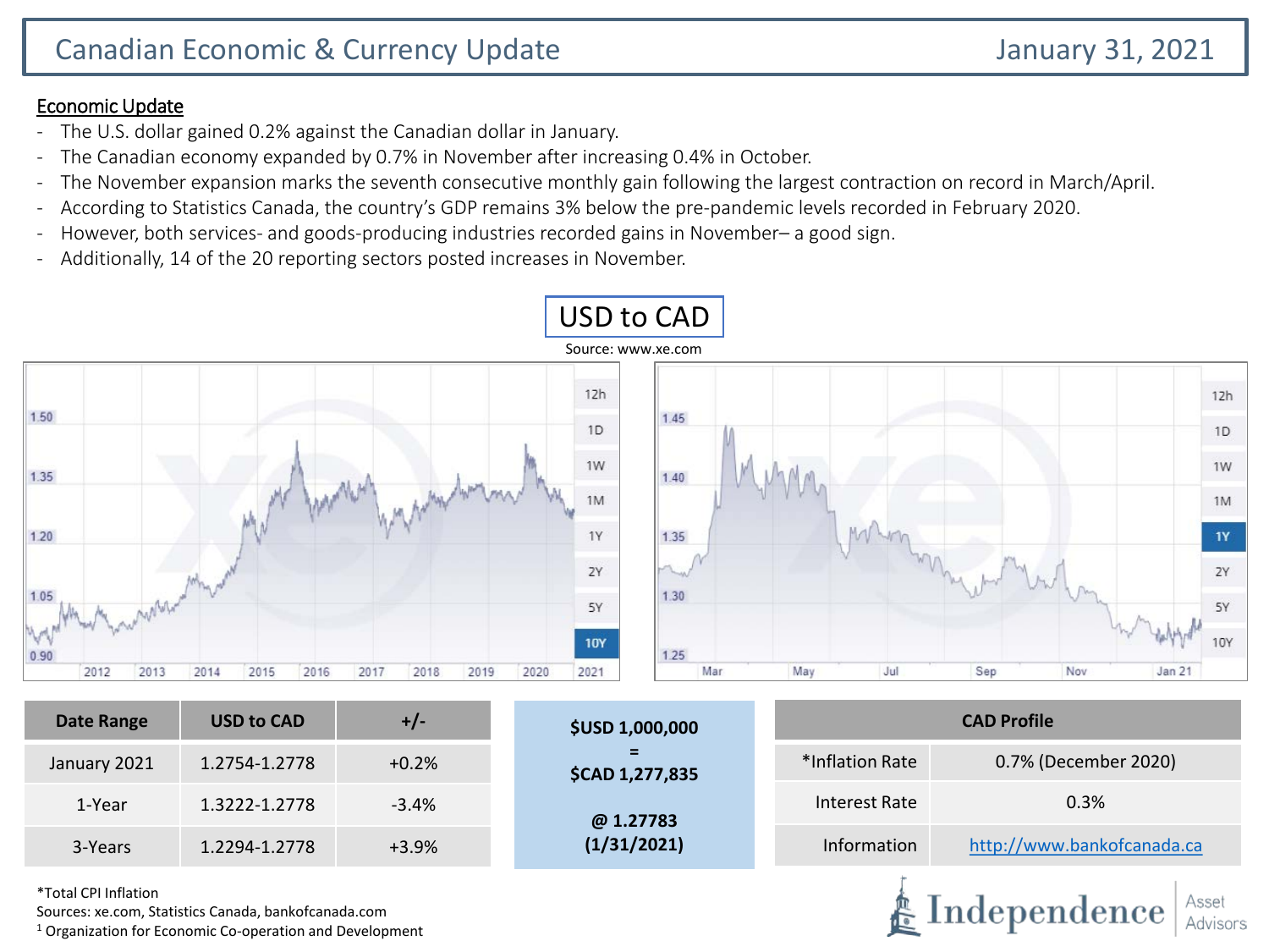# Canadian Economic & Currency Update

January 31, 2021

## Economic Update

- The U.S. dollar gained 0.2% against the Canadian dollar in January.
- The Canadian economy expanded by 0.7% in November after increasing 0.4% in October.
- The November expansion marks the seventh consecutive monthly gain following the largest contraction on record in March/April.
- According to Statistics Canada, the country's GDP remains 3% below the pre-pandemic levels recorded in February 2020.
- However, both services- and goods-producing industries recorded gains in November– a good sign.
- Additionally, 14 of the 20 reporting sectors posted increases in November.

## USD to CAD

Source: www.xe.com

| Date Range | USD to CAD | +/- |
|---|---|---|
| January 2021 | 1.2754-1.2778 | +0.2% |
| 1-Year | 1.3222-1.2778 | -3.4% |
| 3-Years | 1.2294-1.2778 | +3.9% |

**$USD 1,000,000**
**=**
**$CAD 1,277,835**

**@ 1.27783**
**(1/31/2021)**

| CAD Profile | |
|---|---|
| *Inflation Rate | 0.7% (December 2020) |
| Interest Rate | 0.3% |
| Information | http://www.bankofcanada.ca |

*Total CPI Inflation

Sources: xe.com, Statistics Canada, bankofcanada.com

[1] Organization for Economic Co-operation and Development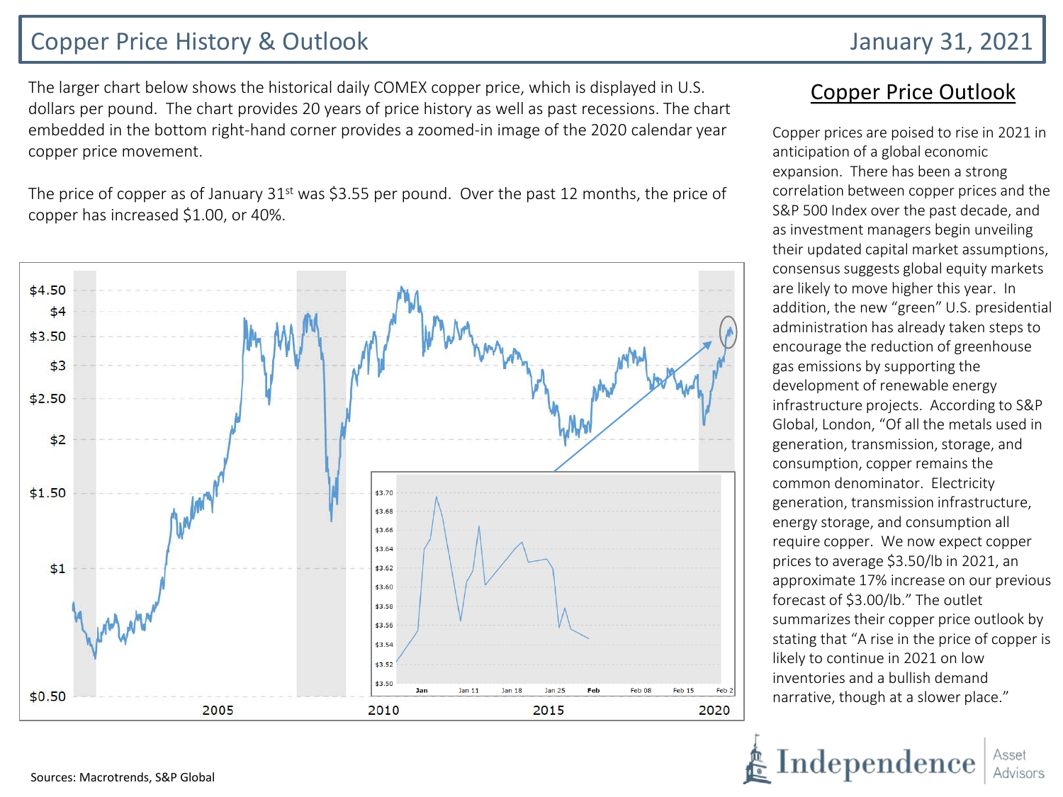# Copper Price History & Outlook

January 31, 2021

The larger chart below shows the historical daily COMEX copper price, which is displayed in U.S. dollars per pound. The chart provides 20 years of price history as well as past recessions. The chart embedded in the bottom right-hand corner provides a zoomed-in image of the 2020 calendar year copper price movement.

The price of copper as of January 31st was $3.55 per pound. Over the past 12 months, the price of copper has increased $1.00, or 40%.

## Copper Price Outlook

Copper prices are poised to rise in 2021 in anticipation of a global economic expansion. There has been a strong correlation between copper prices and the S&P 500 Index over the past decade, and as investment managers begin unveiling their updated capital market assumptions, consensus suggests global equity markets are likely to move higher this year. In addition, the new "green" U.S. presidential administration has already taken steps to encourage the reduction of greenhouse gas emissions by supporting the development of renewable energy infrastructure projects. According to S&P Global, London, "Of all the metals used in generation, transmission, storage, and consumption, copper remains the common denominator. Electricity generation, transmission infrastructure, energy storage, and consumption all require copper. We now expect copper prices to average $3.50/lb in 2021, an approximate 17% increase on our previous forecast of $3.00/lb." The outlet summarizes their copper price outlook by stating that "A rise in the price of copper is likely to continue in 2021 on low inventories and a bullish demand narrative, though at a slower place."

Sources: Macrotrends, S&P Global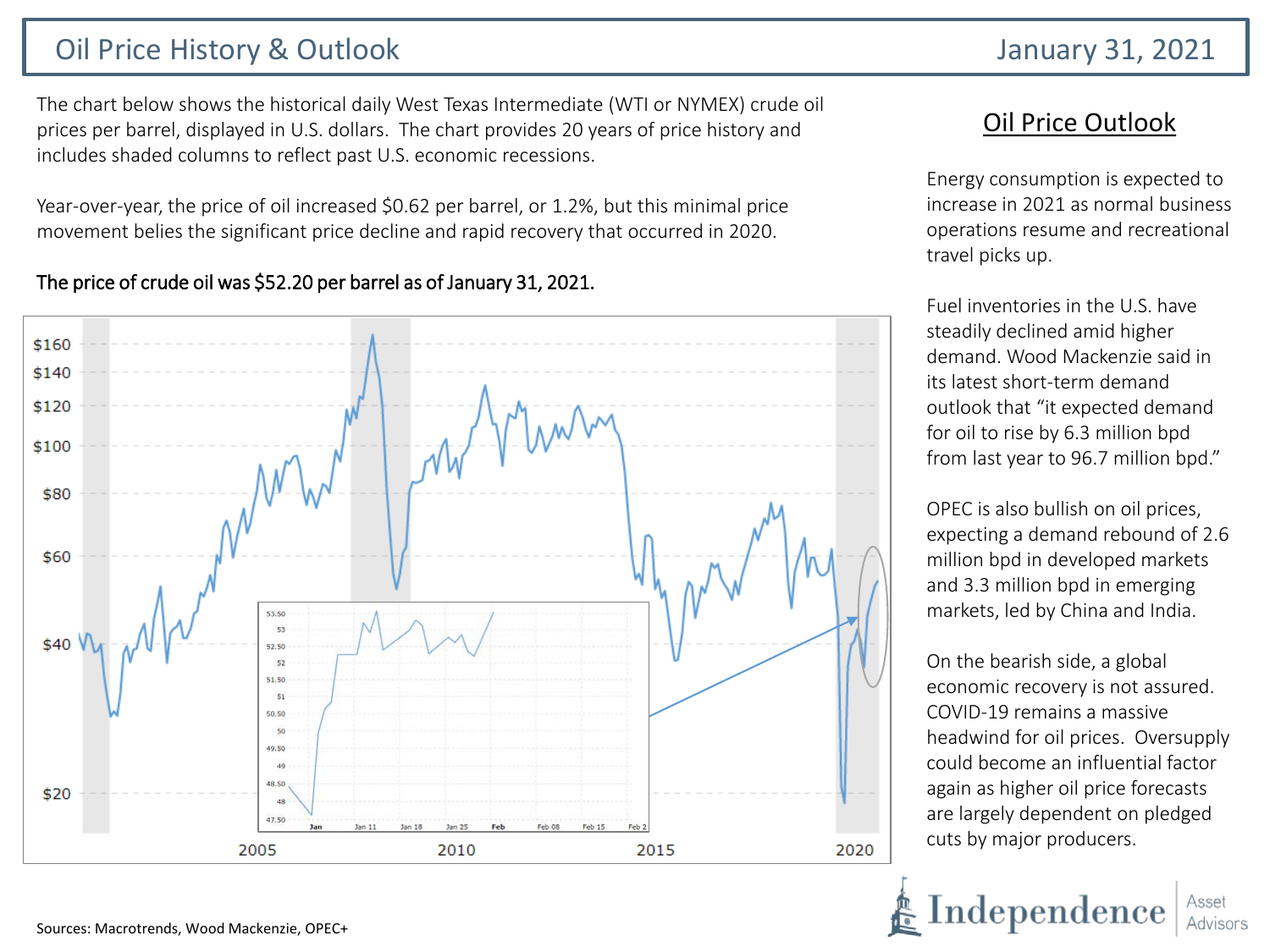# Oil Price History & Outlook

January 31, 2021

The chart below shows the historical daily West Texas Intermediate (WTI or NYMEX) crude oil prices per barrel, displayed in U.S. dollars. The chart provides 20 years of price history and includes shaded columns to reflect past U.S. economic recessions.

Year-over-year, the price of oil increased $0.62 per barrel, or 1.2%, but this minimal price movement belies the significant price decline and rapid recovery that occurred in 2020.

**The price of crude oil was $52.20 per barrel as of January 31, 2021.**

$160
$140
$120
$100
$80
$60
$40
$20
2005
2010
2015
2020

53.50
53
52.50
52
51.50
51
50.50
50
49.50
49
48.50
48
47.50
Jan
Jan 11
Jan 18
Jan 25
Feb
Feb 08
Feb 15
Feb 2

## Oil Price Outlook

Energy consumption is expected to increase in 2021 as normal business operations resume and recreational travel picks up.

Fuel inventories in the U.S. have steadily declined amid higher demand. Wood Mackenzie said in its latest short-term demand outlook that "it expected demand for oil to rise by 6.3 million bpd from last year to 96.7 million bpd."

OPEC is also bullish on oil prices, expecting a demand rebound of 2.6 million bpd in developed markets and 3.3 million bpd in emerging markets, led by China and India.

On the bearish side, a global economic recovery is not assured. COVID-19 remains a massive headwind for oil prices. Oversupply could become an influential factor again as higher oil price forecasts are largely dependent on pledged cuts by major producers.

Sources: Macrotrends, Wood Mackenzie, OPEC+

Independence Asset Advisors